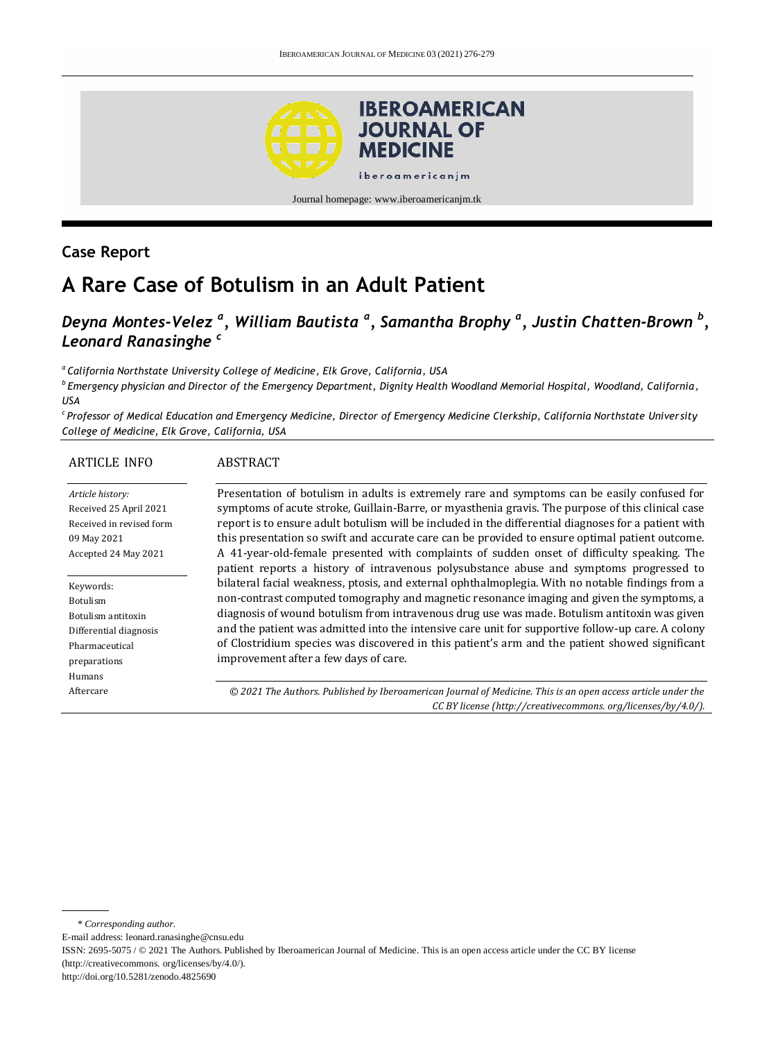## Case Report

# A Rare Case of Botulism in an Adult Patient

***Deyna Montes-Velez* [a], *William Bautista* [a], *Samantha Brophy* [a], *Justin Chatten-Brown* [b], *Leonard Ranasinghe* [c]**

[a] *California Northstate University College of Medicine, Elk Grove, California, USA*

[b] *Emergency physician and Director of the Emergency Department, Dignity Health Woodland Memorial Hospital, Woodland, California, USA*

[c] *Professor of Medical Education and Emergency Medicine, Director of Emergency Medicine Clerkship, California Northstate University College of Medicine, Elk Grove, California, USA*

### ARTICLE INFO

*Article history:*
Received 25 April 2021
Received in revised form 09 May 2021
Accepted 24 May 2021

Keywords:
Botulism
Botulism antitoxin
Differential diagnosis
Pharmaceutical preparations
Humans
Aftercare

### ABSTRACT

Presentation of botulism in adults is extremely rare and symptoms can be easily confused for symptoms of acute stroke, Guillain-Barre, or myasthenia gravis. The purpose of this clinical case report is to ensure adult botulism will be included in the differential diagnoses for a patient with this presentation so swift and accurate care can be provided to ensure optimal patient outcome. A 41-year-old-female presented with complaints of sudden onset of difficulty speaking. The patient reports a history of intravenous polysubstance abuse and symptoms progressed to bilateral facial weakness, ptosis, and external ophthalmoplegia. With no notable findings from a non-contrast computed tomography and magnetic resonance imaging and given the symptoms, a diagnosis of wound botulism from intravenous drug use was made. Botulism antitoxin was given and the patient was admitted into the intensive care unit for supportive follow-up care. A colony of Clostridium species was discovered in this patient's arm and the patient showed significant improvement after a few days of care.

*© 2021 The Authors. Published by Iberoamerican Journal of Medicine. This is an open access article under the CC BY license (http://creativecommons. org/licenses/by/4.0/).*

---

\* *Corresponding author.*

E-mail address: leonard.ranasinghe@cnsu.edu

ISSN: 2695-5075 / © 2021 The Authors. Published by Iberoamerican Journal of Medicine. This is an open access article under the CC BY license (http://creativecommons. org/licenses/by/4.0/).

http://doi.org/10.5281/zenodo.4825690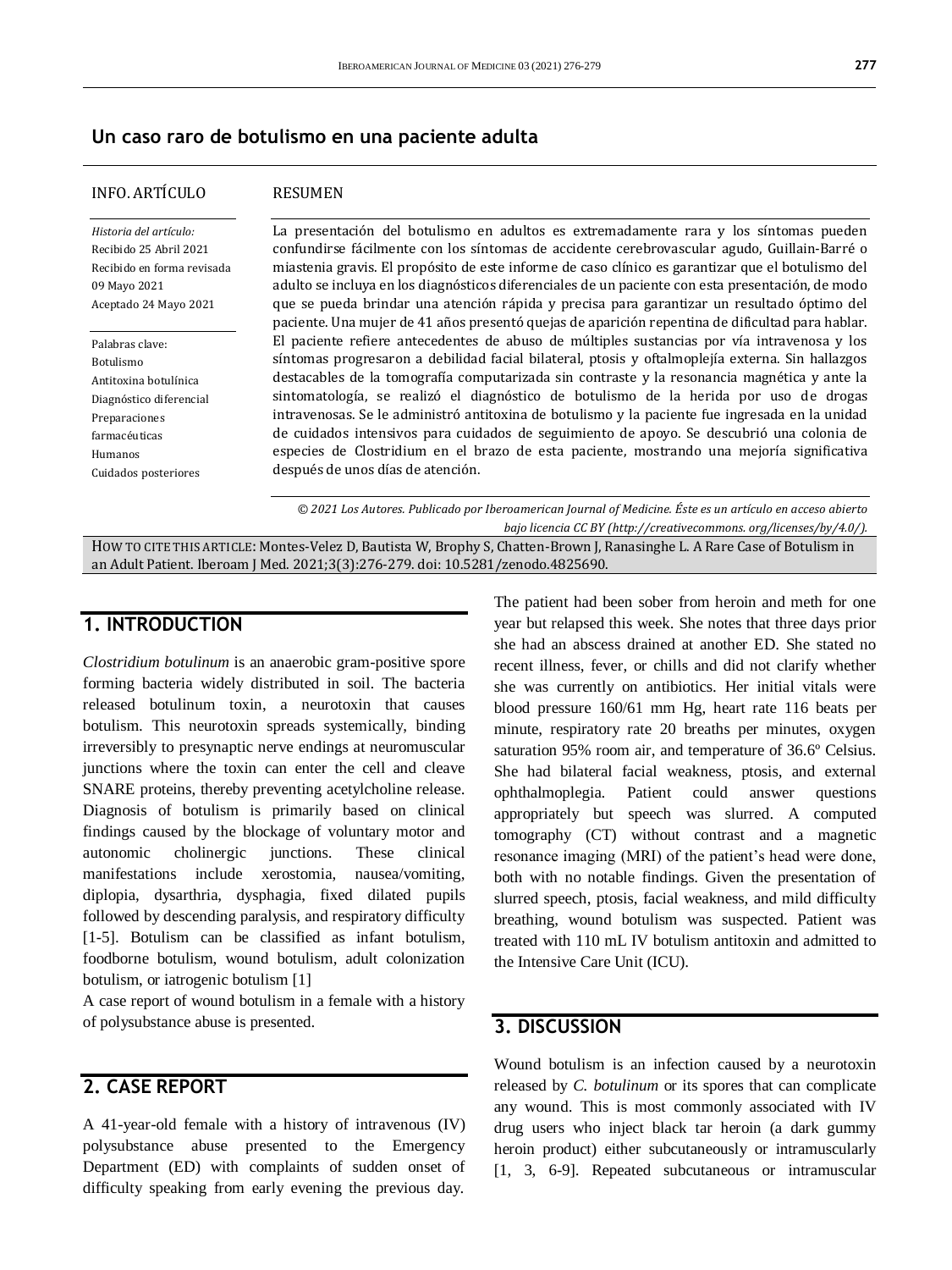## Un caso raro de botulismo en una paciente adulta

**INFO. ARTÍCULO**

*Historia del artículo:*
Recibido 25 Abril 2021
Recibido en forma revisada 09 Mayo 2021
Aceptado 24 Mayo 2021

Palabras clave:
Botulismo
Antitoxina botulínica
Diagnóstico diferencial
Preparaciones farmacéuticas
Humanos
Cuidados posteriores

**RESUMEN**

La presentación del botulismo en adultos es extremadamente rara y los síntomas pueden confundirse fácilmente con los síntomas de accidente cerebrovascular agudo, Guillain-Barré o miastenia gravis. El propósito de este informe de caso clínico es garantizar que el botulismo del adulto se incluya en los diagnósticos diferenciales de un paciente con esta presentación, de modo que se pueda brindar una atención rápida y precisa para garantizar un resultado óptimo del paciente. Una mujer de 41 años presentó quejas de aparición repentina de dificultad para hablar. El paciente refiere antecedentes de abuso de múltiples sustancias por vía intravenosa y los síntomas progresaron a debilidad facial bilateral, ptosis y oftalmoplejía externa. Sin hallazgos destacables de la tomografía computarizada sin contraste y la resonancia magnética y ante la sintomatología, se realizó el diagnóstico de botulismo de la herida por uso de drogas intravenosas. Se le administró antitoxina de botulismo y la paciente fue ingresada en la unidad de cuidados intensivos para cuidados de seguimiento de apoyo. Se descubrió una colonia de especies de Clostridium en el brazo de esta paciente, mostrando una mejoría significativa después de unos días de atención.

*© 2021 Los Autores. Publicado por Iberoamerican Journal of Medicine. Éste es un artículo en acceso abierto bajo licencia CC BY (http://creativecommons. org/licenses/by/4.0/).*

HOW TO CITE THIS ARTICLE: Montes-Velez D, Bautista W, Brophy S, Chatten-Brown J, Ranasinghe L. A Rare Case of Botulism in an Adult Patient. Iberoam J Med. 2021;3(3):276-279. doi: 10.5281/zenodo.4825690.

## 1. INTRODUCTION

*Clostridium botulinum* is an anaerobic gram-positive spore forming bacteria widely distributed in soil. The bacteria released botulinum toxin, a neurotoxin that causes botulism. This neurotoxin spreads systemically, binding irreversibly to presynaptic nerve endings at neuromuscular junctions where the toxin can enter the cell and cleave SNARE proteins, thereby preventing acetylcholine release. Diagnosis of botulism is primarily based on clinical findings caused by the blockage of voluntary motor and autonomic cholinergic junctions. These clinical manifestations include xerostomia, nausea/vomiting, diplopia, dysarthria, dysphagia, fixed dilated pupils followed by descending paralysis, and respiratory difficulty [1-5]. Botulism can be classified as infant botulism, foodborne botulism, wound botulism, adult colonization botulism, or iatrogenic botulism [1]

A case report of wound botulism in a female with a history of polysubstance abuse is presented.

## 2. CASE REPORT

A 41-year-old female with a history of intravenous (IV) polysubstance abuse presented to the Emergency Department (ED) with complaints of sudden onset of difficulty speaking from early evening the previous day. The patient had been sober from heroin and meth for one year but relapsed this week. She notes that three days prior she had an abscess drained at another ED. She stated no recent illness, fever, or chills and did not clarify whether she was currently on antibiotics. Her initial vitals were blood pressure 160/61 mm Hg, heart rate 116 beats per minute, respiratory rate 20 breaths per minutes, oxygen saturation 95% room air, and temperature of 36.6º Celsius. She had bilateral facial weakness, ptosis, and external ophthalmoplegia. Patient could answer questions appropriately but speech was slurred. A computed tomography (CT) without contrast and a magnetic resonance imaging (MRI) of the patient's head were done, both with no notable findings. Given the presentation of slurred speech, ptosis, facial weakness, and mild difficulty breathing, wound botulism was suspected. Patient was treated with 110 mL IV botulism antitoxin and admitted to the Intensive Care Unit (ICU).

## 3. DISCUSSION

Wound botulism is an infection caused by a neurotoxin released by *C. botulinum* or its spores that can complicate any wound. This is most commonly associated with IV drug users who inject black tar heroin (a dark gummy heroin product) either subcutaneously or intramuscularly [1, 3, 6-9]. Repeated subcutaneous or intramuscular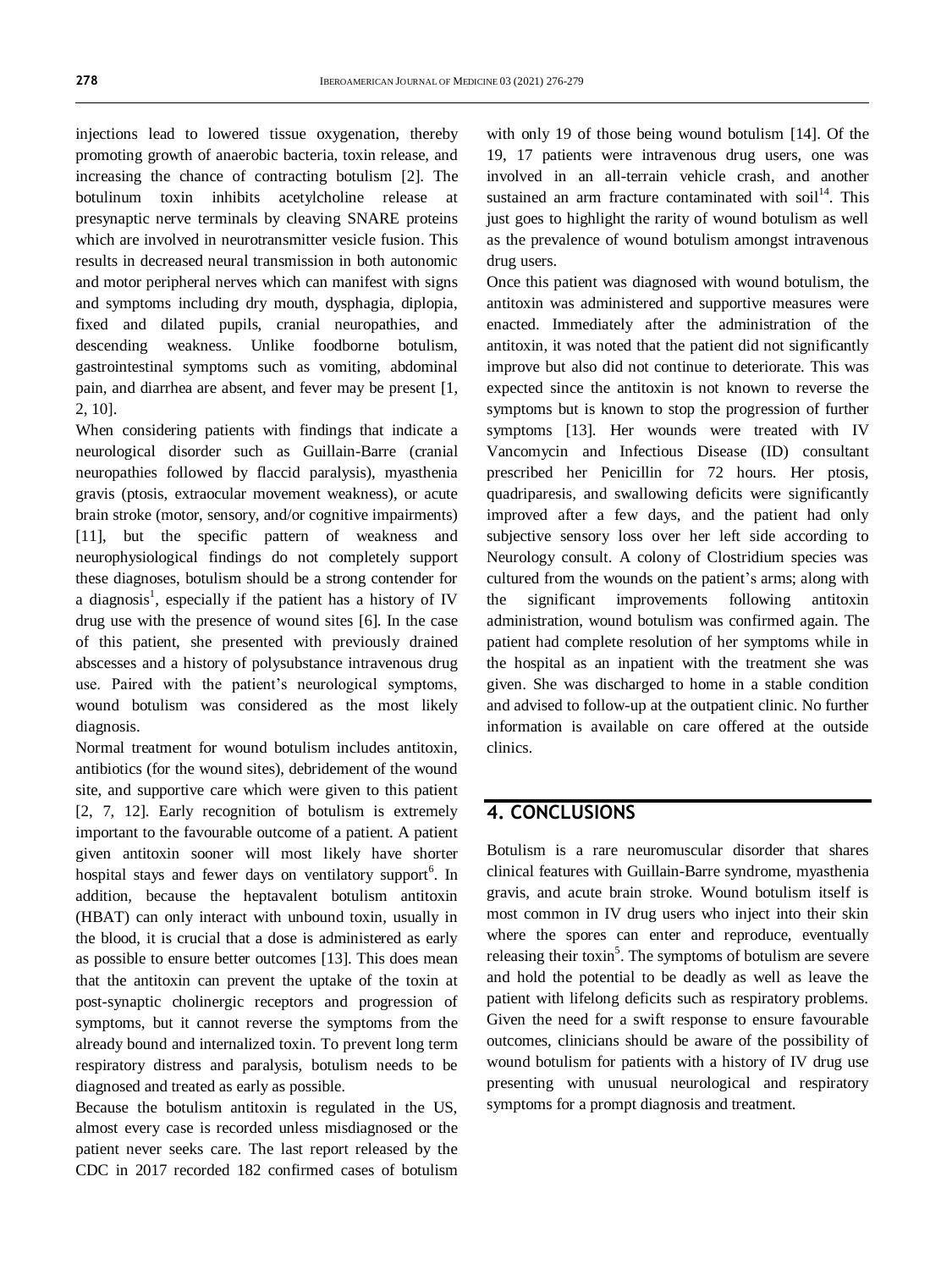injections lead to lowered tissue oxygenation, thereby promoting growth of anaerobic bacteria, toxin release, and increasing the chance of contracting botulism [2]. The botulinum toxin inhibits acetylcholine release at presynaptic nerve terminals by cleaving SNARE proteins which are involved in neurotransmitter vesicle fusion. This results in decreased neural transmission in both autonomic and motor peripheral nerves which can manifest with signs and symptoms including dry mouth, dysphagia, diplopia, fixed and dilated pupils, cranial neuropathies, and descending weakness. Unlike foodborne botulism, gastrointestinal symptoms such as vomiting, abdominal pain, and diarrhea are absent, and fever may be present [1, 2, 10].

When considering patients with findings that indicate a neurological disorder such as Guillain-Barre (cranial neuropathies followed by flaccid paralysis), myasthenia gravis (ptosis, extraocular movement weakness), or acute brain stroke (motor, sensory, and/or cognitive impairments) [11], but the specific pattern of weakness and neurophysiological findings do not completely support these diagnoses, botulism should be a strong contender for a diagnosis[1], especially if the patient has a history of IV drug use with the presence of wound sites [6]. In the case of this patient, she presented with previously drained abscesses and a history of polysubstance intravenous drug use. Paired with the patient's neurological symptoms, wound botulism was considered as the most likely diagnosis.

Normal treatment for wound botulism includes antitoxin, antibiotics (for the wound sites), debridement of the wound site, and supportive care which were given to this patient [2, 7, 12]. Early recognition of botulism is extremely important to the favourable outcome of a patient. A patient given antitoxin sooner will most likely have shorter hospital stays and fewer days on ventilatory support[6]. In addition, because the heptavalent botulism antitoxin (HBAT) can only interact with unbound toxin, usually in the blood, it is crucial that a dose is administered as early as possible to ensure better outcomes [13]. This does mean that the antitoxin can prevent the uptake of the toxin at post-synaptic cholinergic receptors and progression of symptoms, but it cannot reverse the symptoms from the already bound and internalized toxin. To prevent long term respiratory distress and paralysis, botulism needs to be diagnosed and treated as early as possible.

Because the botulism antitoxin is regulated in the US, almost every case is recorded unless misdiagnosed or the patient never seeks care. The last report released by the CDC in 2017 recorded 182 confirmed cases of botulism with only 19 of those being wound botulism [14]. Of the 19, 17 patients were intravenous drug users, one was involved in an all-terrain vehicle crash, and another sustained an arm fracture contaminated with soil[14]. This just goes to highlight the rarity of wound botulism as well as the prevalence of wound botulism amongst intravenous drug users.

Once this patient was diagnosed with wound botulism, the antitoxin was administered and supportive measures were enacted. Immediately after the administration of the antitoxin, it was noted that the patient did not significantly improve but also did not continue to deteriorate. This was expected since the antitoxin is not known to reverse the symptoms but is known to stop the progression of further symptoms [13]. Her wounds were treated with IV Vancomycin and Infectious Disease (ID) consultant prescribed her Penicillin for 72 hours. Her ptosis, quadriparesis, and swallowing deficits were significantly improved after a few days, and the patient had only subjective sensory loss over her left side according to Neurology consult. A colony of Clostridium species was cultured from the wounds on the patient's arms; along with the significant improvements following antitoxin administration, wound botulism was confirmed again. The patient had complete resolution of her symptoms while in the hospital as an inpatient with the treatment she was given. She was discharged to home in a stable condition and advised to follow-up at the outpatient clinic. No further information is available on care offered at the outside clinics.

## 4. CONCLUSIONS

Botulism is a rare neuromuscular disorder that shares clinical features with Guillain-Barre syndrome, myasthenia gravis, and acute brain stroke. Wound botulism itself is most common in IV drug users who inject into their skin where the spores can enter and reproduce, eventually releasing their toxin[5]. The symptoms of botulism are severe and hold the potential to be deadly as well as leave the patient with lifelong deficits such as respiratory problems. Given the need for a swift response to ensure favourable outcomes, clinicians should be aware of the possibility of wound botulism for patients with a history of IV drug use presenting with unusual neurological and respiratory symptoms for a prompt diagnosis and treatment.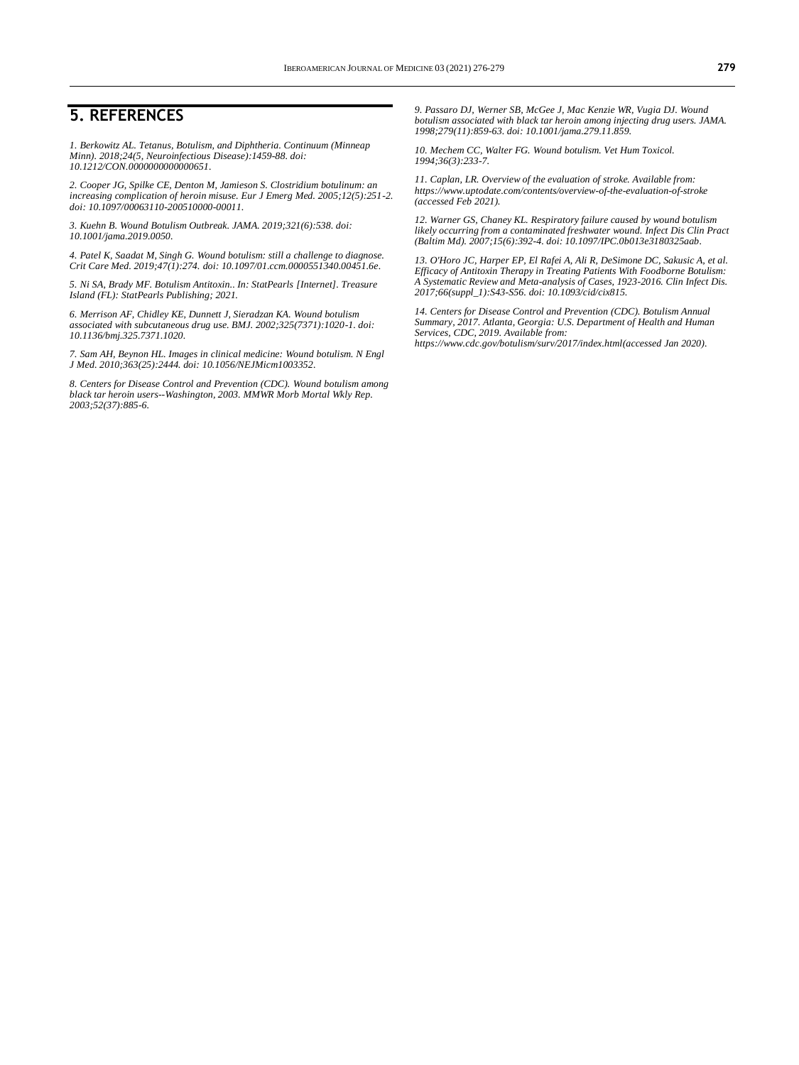## 5. REFERENCES

*1. Berkowitz AL. Tetanus, Botulism, and Diphtheria. Continuum (Minneap Minn). 2018;24(5, Neuroinfectious Disease):1459-88. doi: 10.1212/CON.0000000000000651.*

*2. Cooper JG, Spilke CE, Denton M, Jamieson S. Clostridium botulinum: an increasing complication of heroin misuse. Eur J Emerg Med. 2005;12(5):251-2. doi: 10.1097/00063110-200510000-00011.*

*3. Kuehn B. Wound Botulism Outbreak. JAMA. 2019;321(6):538. doi: 10.1001/jama.2019.0050.*

*4. Patel K, Saadat M, Singh G. Wound botulism: still a challenge to diagnose. Crit Care Med. 2019;47(1):274. doi: 10.1097/01.ccm.0000551340.00451.6e.*

*5. Ni SA, Brady MF. Botulism Antitoxin.. In: StatPearls [Internet]. Treasure Island (FL): StatPearls Publishing; 2021.*

*6. Merrison AF, Chidley KE, Dunnett J, Sieradzan KA. Wound botulism associated with subcutaneous drug use. BMJ. 2002;325(7371):1020-1. doi: 10.1136/bmj.325.7371.1020.*

*7. Sam AH, Beynon HL. Images in clinical medicine: Wound botulism. N Engl J Med. 2010;363(25):2444. doi: 10.1056/NEJMicm1003352.*

*8. Centers for Disease Control and Prevention (CDC). Wound botulism among black tar heroin users--Washington, 2003. MMWR Morb Mortal Wkly Rep. 2003;52(37):885-6.*

*9. Passaro DJ, Werner SB, McGee J, Mac Kenzie WR, Vugia DJ. Wound botulism associated with black tar heroin among injecting drug users. JAMA. 1998;279(11):859-63. doi: 10.1001/jama.279.11.859.*

*10. Mechem CC, Walter FG. Wound botulism. Vet Hum Toxicol. 1994;36(3):233-7.*

*11. Caplan, LR. Overview of the evaluation of stroke. Available from: https://www.uptodate.com/contents/overview-of-the-evaluation-of-stroke (accessed Feb 2021).*

*12. Warner GS, Chaney KL. Respiratory failure caused by wound botulism likely occurring from a contaminated freshwater wound. Infect Dis Clin Pract (Baltim Md). 2007;15(6):392-4. doi: 10.1097/IPC.0b013e3180325aab.*

*13. O'Horo JC, Harper EP, El Rafei A, Ali R, DeSimone DC, Sakusic A, et al. Efficacy of Antitoxin Therapy in Treating Patients With Foodborne Botulism: A Systematic Review and Meta-analysis of Cases, 1923-2016. Clin Infect Dis. 2017;66(suppl_1):S43-S56. doi: 10.1093/cid/cix815.*

*14. Centers for Disease Control and Prevention (CDC). Botulism Annual Summary, 2017. Atlanta, Georgia: U.S. Department of Health and Human Services, CDC, 2019. Available from: https://www.cdc.gov/botulism/surv/2017/index.html(accessed Jan 2020).*